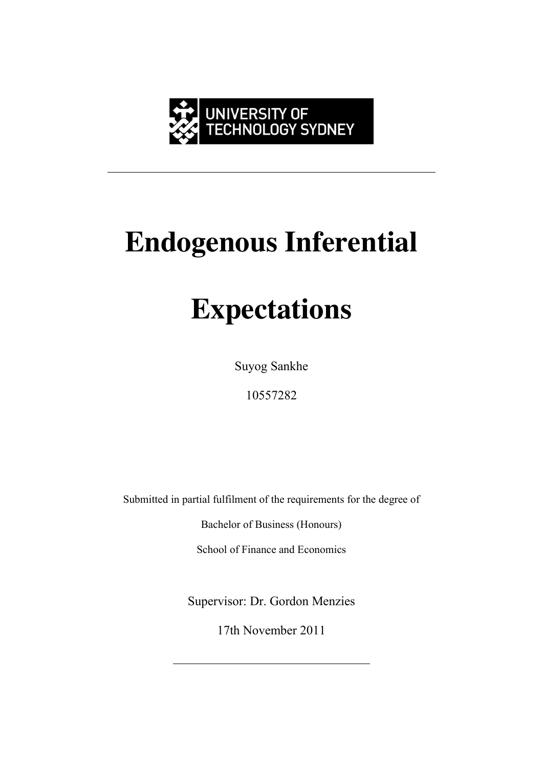UNIVERSITY OF TECHNOLOGY SYDNEY

# Endogenous Inferential Expectations

Suyog Sankhe

10557282

Submitted in partial fulfilment of the requirements for the degree of

Bachelor of Business (Honours)

School of Finance and Economics

Supervisor: Dr. Gordon Menzies

17th November 2011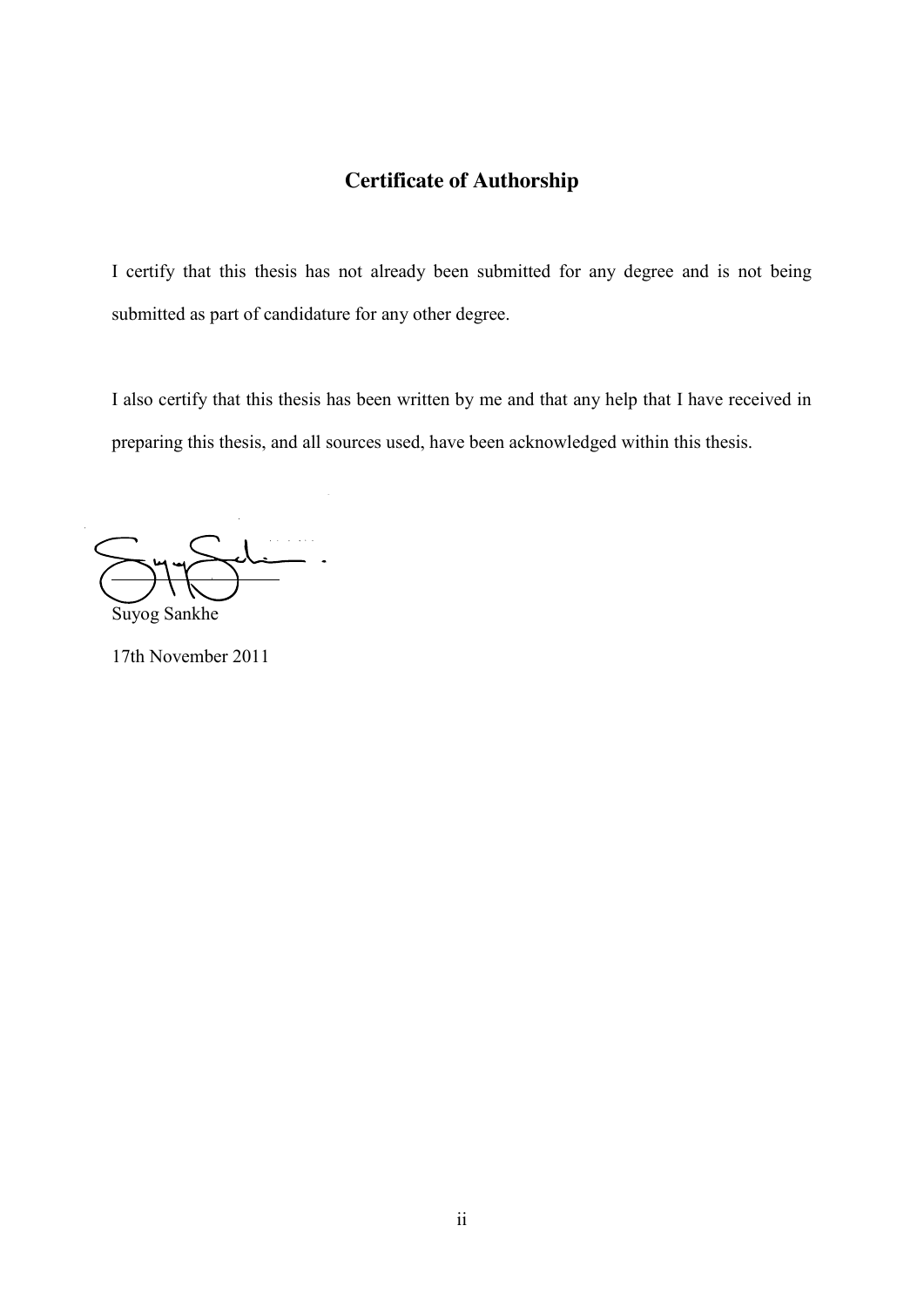## Certificate of Authorship

I certify that this thesis has not already been submitted for any degree and is not being submitted as part of candidature for any other degree.

I also certify that this thesis has been written by me and that any help that I have received in preparing this thesis, and all sources used, have been acknowledged within this thesis.

Suyog Sankhe

17th November 2011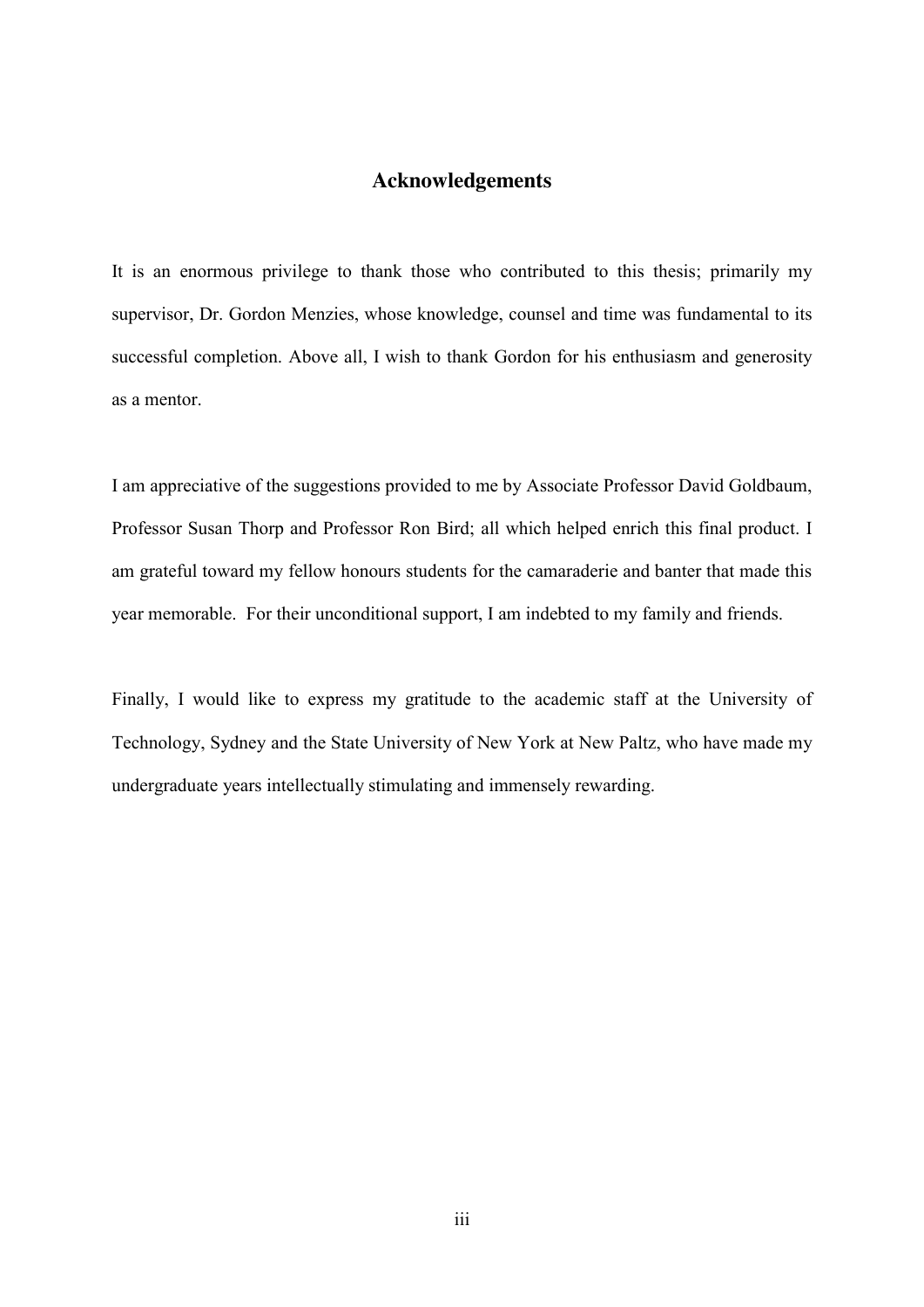# Acknowledgements

It is an enormous privilege to thank those who contributed to this thesis; primarily my supervisor, Dr. Gordon Menzies, whose knowledge, counsel and time was fundamental to its successful completion. Above all, I wish to thank Gordon for his enthusiasm and generosity as a mentor.

I am appreciative of the suggestions provided to me by Associate Professor David Goldbaum, Professor Susan Thorp and Professor Ron Bird; all which helped enrich this final product. I am grateful toward my fellow honours students for the camaraderie and banter that made this year memorable. For their unconditional support, I am indebted to my family and friends.

Finally, I would like to express my gratitude to the academic staff at the University of Technology, Sydney and the State University of New York at New Paltz, who have made my undergraduate years intellectually stimulating and immensely rewarding.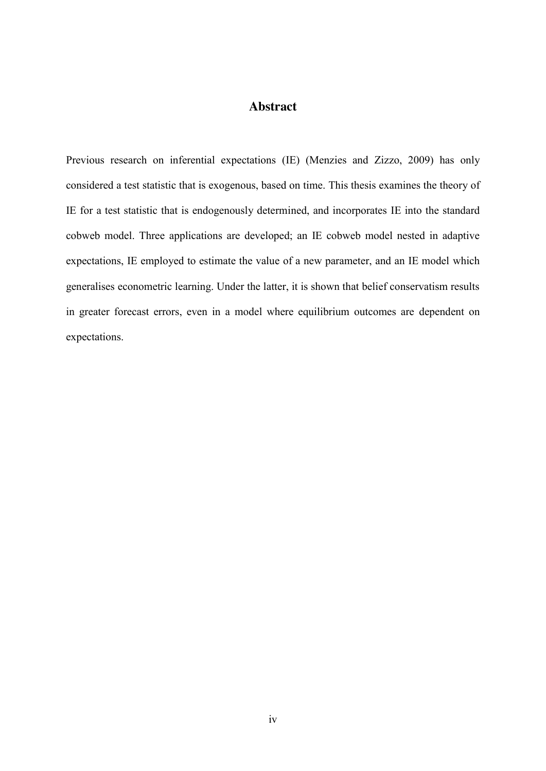# Abstract

Previous research on inferential expectations (IE) (Menzies and Zizzo, 2009) has only considered a test statistic that is exogenous, based on time. This thesis examines the theory of IE for a test statistic that is endogenously determined, and incorporates IE into the standard cobweb model. Three applications are developed; an IE cobweb model nested in adaptive expectations, IE employed to estimate the value of a new parameter, and an IE model which generalises econometric learning. Under the latter, it is shown that belief conservatism results in greater forecast errors, even in a model where equilibrium outcomes are dependent on expectations.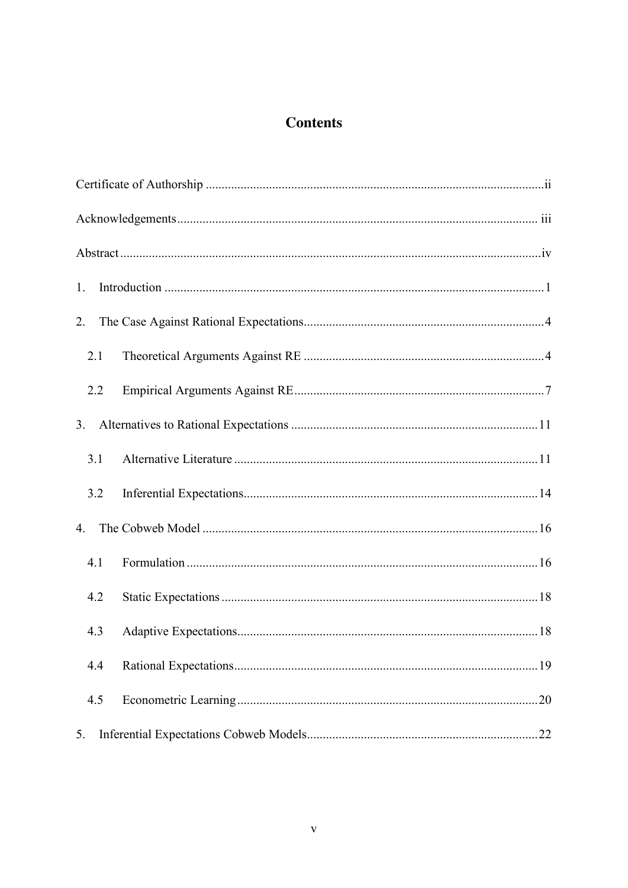# Contents

Certificate of Authorship ..........ii

Acknowledgements .......... iii

Abstract ..........iv

1. Introduction ..........1

2. The Case Against Rational Expectations ..........4

   2.1 Theoretical Arguments Against RE ..........4

   2.2 Empirical Arguments Against RE ..........7

3. Alternatives to Rational Expectations ..........11

   3.1 Alternative Literature ..........11

   3.2 Inferential Expectations ..........14

4. The Cobweb Model ..........16

   4.1 Formulation ..........16

   4.2 Static Expectations ..........18

   4.3 Adaptive Expectations ..........18

   4.4 Rational Expectations ..........19

   4.5 Econometric Learning ..........20

5. Inferential Expectations Cobweb Models ..........22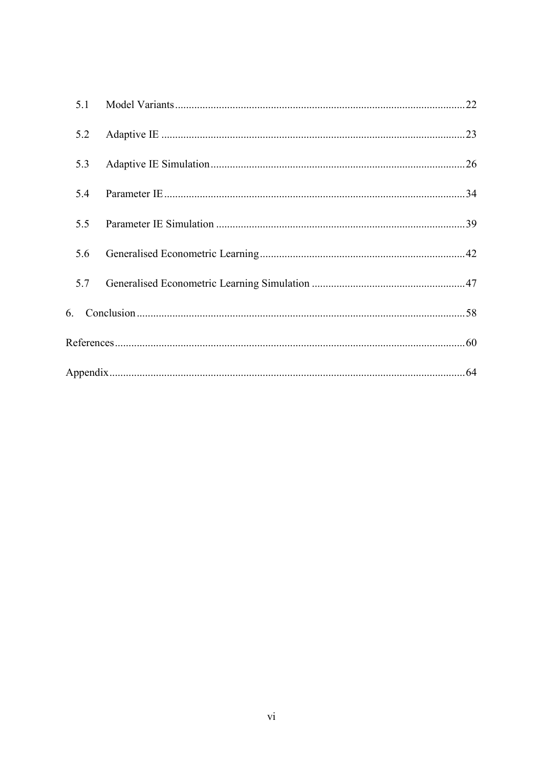5.1 Model Variants......22

5.2 Adaptive IE......23

5.3 Adaptive IE Simulation......26

5.4 Parameter IE......34

5.5 Parameter IE Simulation......39

5.6 Generalised Econometric Learning......42

5.7 Generalised Econometric Learning Simulation......47

6. Conclusion......58

References......60

Appendix......64